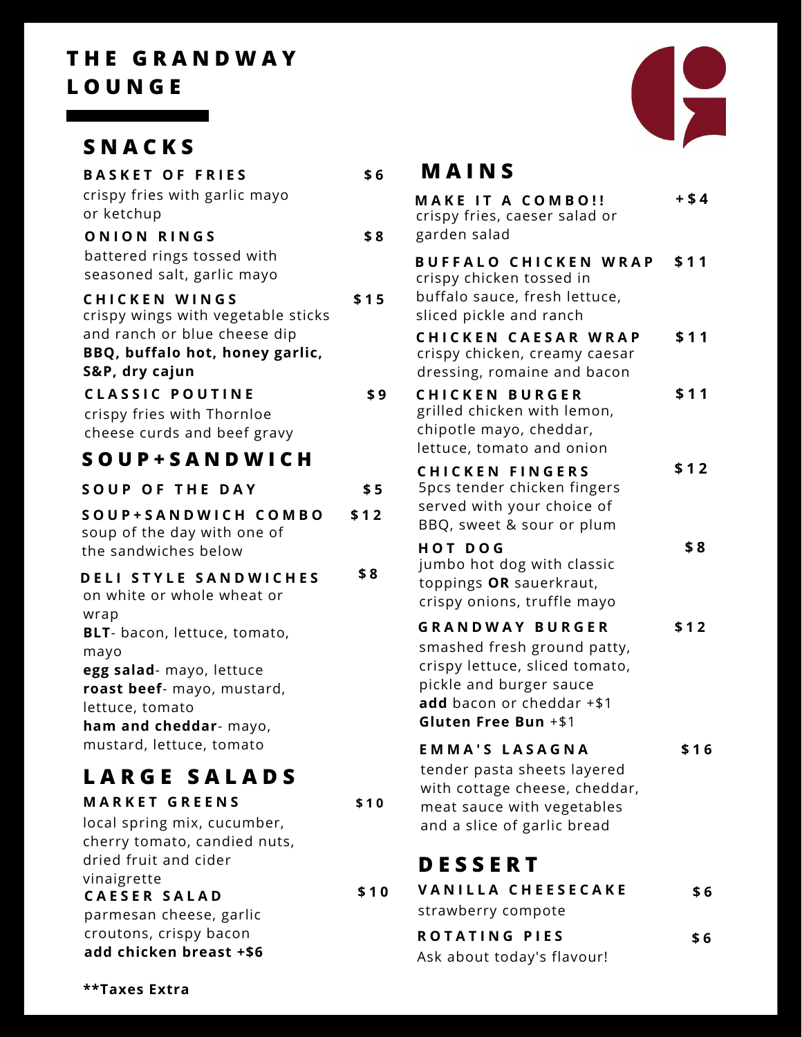# THE GRANDWAY LOUNGE

## SNACKS

**BASKET OF FRIES** — $6
crispy fries with garlic mayo or ketchup

**ONION RINGS** — $8
battered rings tossed with seasoned salt, garlic mayo

**CHICKEN WINGS** — $15
crispy wings with vegetable sticks and ranch or blue cheese dip
**BBQ, buffalo hot, honey garlic, S&P, dry cajun**

**CLASSIC POUTINE** — $9
crispy fries with Thornloe cheese curds and beef gravy

## SOUP+SANDWICH

**SOUP OF THE DAY** — $5

**SOUP+SANDWICH COMBO** — $12
soup of the day with one of the sandwiches below

**DELI STYLE SANDWICHES** — $8
on white or whole wheat or wrap
**BLT**- bacon, lettuce, tomato, mayo
**egg salad**- mayo, lettuce
**roast beef**- mayo, mustard, lettuce, tomato
**ham and cheddar**- mayo, mustard, lettuce, tomato

## LARGE SALADS

**MARKET GREENS** — $10
local spring mix, cucumber, cherry tomato, candied nuts, dried fruit and cider vinaigrette

**CAESER SALAD** — $10
parmesan cheese, garlic croutons, crispy bacon
**add chicken breast +$6**

**Taxes Extra

## MAINS

**MAKE IT A COMBO!!** — +$4
crispy fries, caeser salad or garden salad

**BUFFALO CHICKEN WRAP** — $11
crispy chicken tossed in buffalo sauce, fresh lettuce, sliced pickle and ranch

**CHICKEN CAESAR WRAP** — $11
crispy chicken, creamy caesar dressing, romaine and bacon

**CHICKEN BURGER** — $11
grilled chicken with lemon, chipotle mayo, cheddar, lettuce, tomato and onion

**CHICKEN FINGERS** — $12
5pcs tender chicken fingers served with your choice of BBQ, sweet & sour or plum

**HOT DOG** — $8
jumbo hot dog with classic toppings **OR** sauerkraut, crispy onions, truffle mayo

**GRANDWAY BURGER** — $12
smashed fresh ground patty, crispy lettuce, sliced tomato, pickle and burger sauce
**add** bacon or cheddar +$1
**Gluten Free Bun** +$1

**EMMA'S LASAGNA** — $16
tender pasta sheets layered with cottage cheese, cheddar, meat sauce with vegetables and a slice of garlic bread

## DESSERT

**VANILLA CHEESECAKE** — $6
strawberry compote

**ROTATING PIES** — $6
Ask about today's flavour!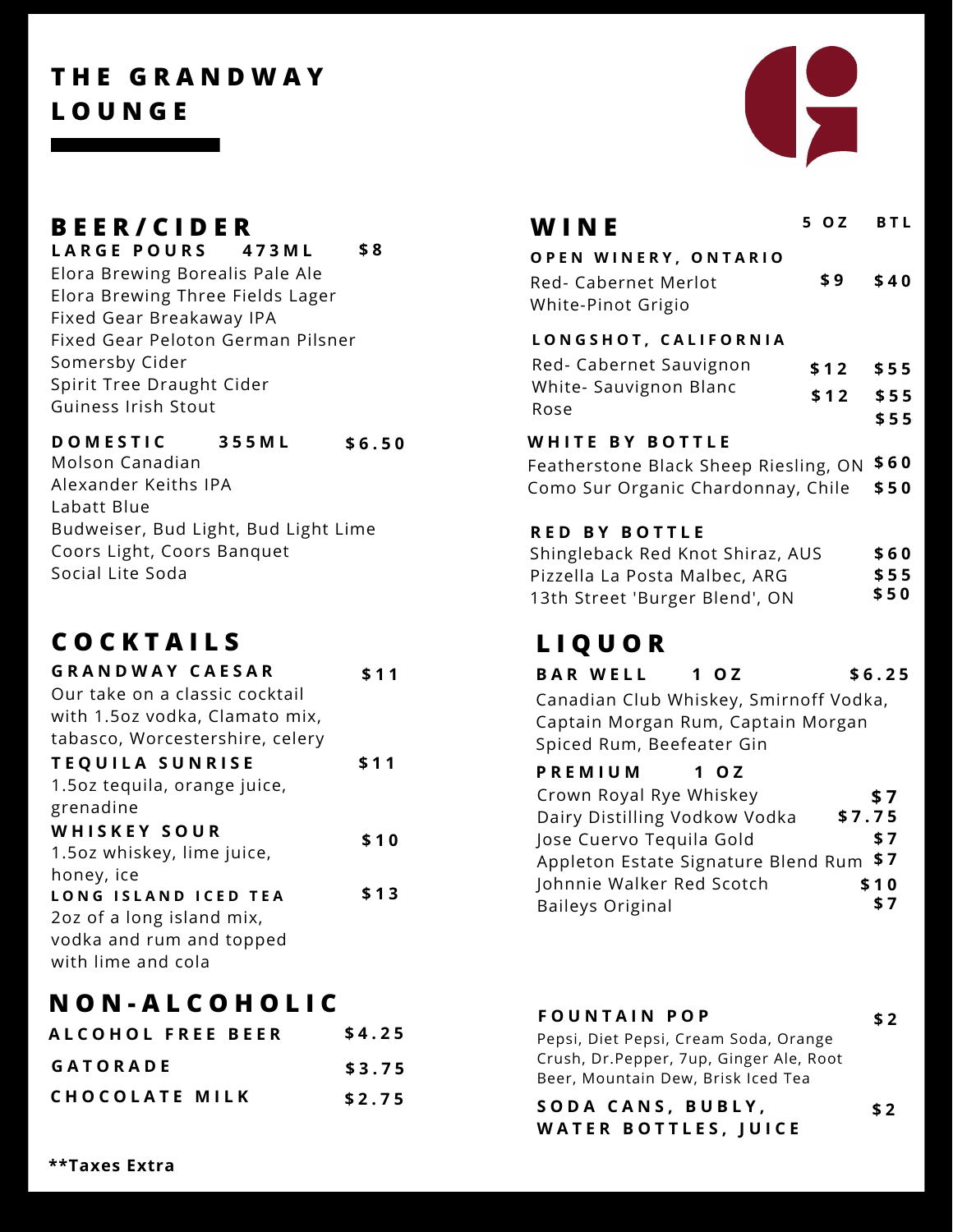# THE GRANDWAY LOUNGE

## BEER/CIDER

**LARGE POURS 473ML $8**

Elora Brewing Borealis Pale Ale
Elora Brewing Three Fields Lager
Fixed Gear Breakaway IPA
Fixed Gear Peloton German Pilsner
Somersby Cider
Spirit Tree Draught Cider
Guiness Irish Stout

**DOMESTIC 355ML $6.50**

Molson Canadian
Alexander Keiths IPA
Labatt Blue
Budweiser, Bud Light, Bud Light Lime
Coors Light, Coors Banquet
Social Lite Soda

## COCKTAILS

**GRANDWAY CAESAR $11**
Our take on a classic cocktail with 1.5oz vodka, Clamato mix, tabasco, Worcestershire, celery

**TEQUILA SUNRISE $11**
1.5oz tequila, orange juice, grenadine

**WHISKEY SOUR $10**
1.5oz whiskey, lime juice, honey, ice

**LONG ISLAND ICED TEA $13**
2oz of a long island mix, vodka and rum and topped with lime and cola

## NON-ALCOHOLIC

| | |
|---|---|
| ALCOHOL FREE BEER | $4.25 |
| GATORADE | $3.75 |
| CHOCOLATE MILK | $2.75 |

## WINE

| | 5 OZ | BTL |
|---|---|---|
| **OPEN WINERY, ONTARIO** | | |
| Red- Cabernet Merlot<br>White-Pinot Grigio | $9 | $40 |
| **LONGSHOT, CALIFORNIA** | | |
| Red- Cabernet Sauvignon | $12 | $55 |
| White- Sauvignon Blanc | $12 | $55 |
| Rose | | $55 |
| **WHITE BY BOTTLE** | | |
| Featherstone Black Sheep Riesling, ON | | $60 |
| Como Sur Organic Chardonnay, Chile | | $50 |
| **RED BY BOTTLE** | | |
| Shingleback Red Knot Shiraz, AUS | | $60 |
| Pizzella La Posta Malbec, ARG | | $55 |
| 13th Street 'Burger Blend', ON | | $50 |

## LIQUOR

**BAR WELL 1 OZ $6.25**

Canadian Club Whiskey, Smirnoff Vodka, Captain Morgan Rum, Captain Morgan Spiced Rum, Beefeater Gin

**PREMIUM 1 OZ**

| | |
|---|---|
| Crown Royal Rye Whiskey | $7 |
| Dairy Distilling Vodkow Vodka | $7.75 |
| Jose Cuervo Tequila Gold | $7 |
| Appleton Estate Signature Blend Rum | $7 |
| Johnnie Walker Red Scotch | $10 |
| Baileys Original | $7 |

**FOUNTAIN POP $2**
Pepsi, Diet Pepsi, Cream Soda, Orange Crush, Dr.Pepper, 7up, Ginger Ale, Root Beer, Mountain Dew, Brisk Iced Tea

**SODA CANS, BUBLY, WATER BOTTLES, JUICE $2**

**\*\*Taxes Extra**